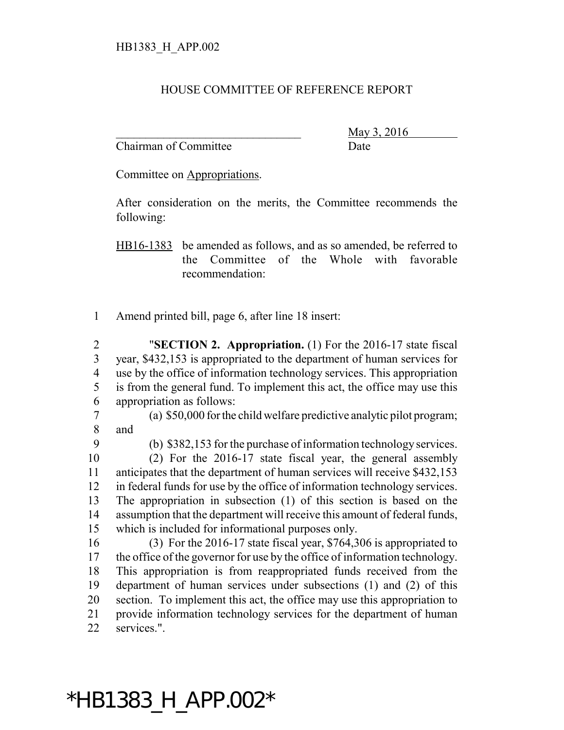HB1383_H_APP.002

HOUSE COMMITTEE OF REFERENCE REPORT

________________________________ May 3, 2016
Chairman of Committee Date

Committee on Appropriations.

After consideration on the merits, the Committee recommends the following:

HB16-1383 be amended as follows, and as so amended, be referred to the Committee of the Whole with favorable recommendation:

1 Amend printed bill, page 6, after line 18 insert:

2 "**SECTION 2. Appropriation.** (1) For the 2016-17 state fiscal
3 year, $432,153 is appropriated to the department of human services for
4 use by the office of information technology services. This appropriation
5 is from the general fund. To implement this act, the office may use this
6 appropriation as follows:
7 (a) $50,000 for the child welfare predictive analytic pilot program;
8 and
9 (b) $382,153 for the purchase of information technology services.
10 (2) For the 2016-17 state fiscal year, the general assembly
11 anticipates that the department of human services will receive $432,153
12 in federal funds for use by the office of information technology services.
13 The appropriation in subsection (1) of this section is based on the
14 assumption that the department will receive this amount of federal funds,
15 which is included for informational purposes only.
16 (3) For the 2016-17 state fiscal year, $764,306 is appropriated to
17 the office of the governor for use by the office of information technology.
18 This appropriation is from reappropriated funds received from the
19 department of human services under subsections (1) and (2) of this
20 section. To implement this act, the office may use this appropriation to
21 provide information technology services for the department of human
22 services.".

*HB1383_H_APP.002*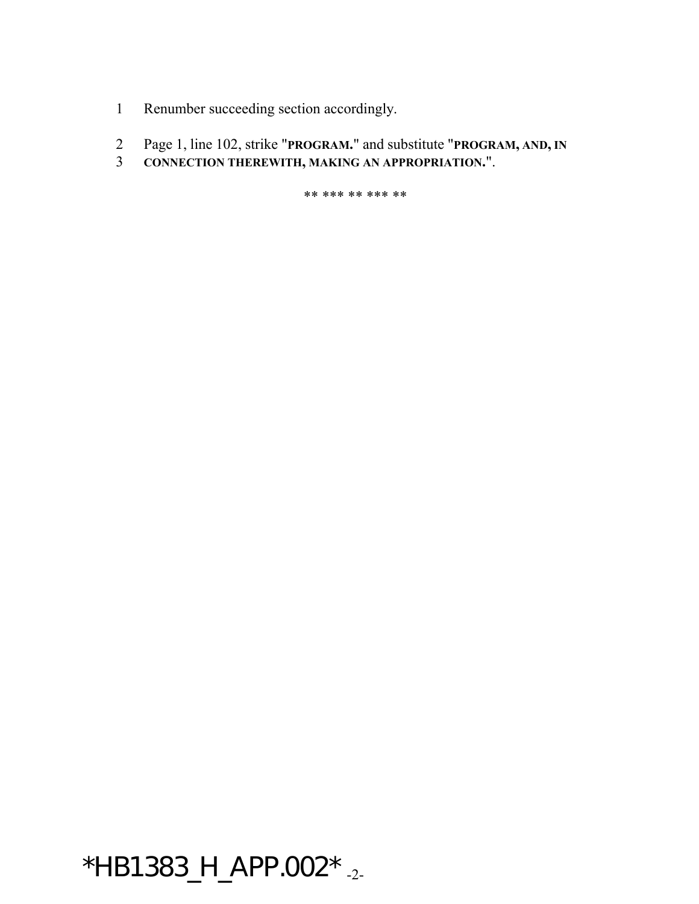1 Renumber succeeding section accordingly.

2 Page 1, line 102, strike "**PROGRAM.**" and substitute "**PROGRAM, AND, IN**
3 **CONNECTION THEREWITH, MAKING AN APPROPRIATION.**".

** *** ** *** **

*HB1383_H_APP.002*